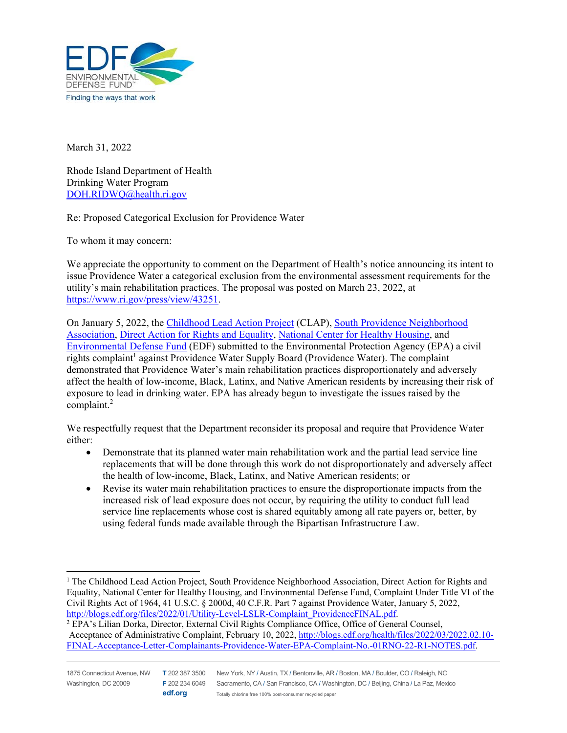March 31, 2022

Rhode Island Department of Health
Drinking Water Program
DOH.RIDWQ@health.ri.gov

Re: Proposed Categorical Exclusion for Providence Water

To whom it may concern:

We appreciate the opportunity to comment on the Department of Health's notice announcing its intent to issue Providence Water a categorical exclusion from the environmental assessment requirements for the utility's main rehabilitation practices. The proposal was posted on March 23, 2022, at https://www.ri.gov/press/view/43251.

On January 5, 2022, the Childhood Lead Action Project (CLAP), South Providence Neighborhood Association, Direct Action for Rights and Equality, National Center for Healthy Housing, and Environmental Defense Fund (EDF) submitted to the Environmental Protection Agency (EPA) a civil rights complaint[1] against Providence Water Supply Board (Providence Water). The complaint demonstrated that Providence Water's main rehabilitation practices disproportionately and adversely affect the health of low-income, Black, Latinx, and Native American residents by increasing their risk of exposure to lead in drinking water. EPA has already begun to investigate the issues raised by the complaint.[2]

We respectfully request that the Department reconsider its proposal and require that Providence Water either:

- Demonstrate that its planned water main rehabilitation work and the partial lead service line replacements that will be done through this work do not disproportionately and adversely affect the health of low-income, Black, Latinx, and Native American residents; or
- Revise its water main rehabilitation practices to ensure the disproportionate impacts from the increased risk of lead exposure does not occur, by requiring the utility to conduct full lead service line replacements whose cost is shared equitably among all rate payers or, better, by using federal funds made available through the Bipartisan Infrastructure Law.

---

[1] The Childhood Lead Action Project, South Providence Neighborhood Association, Direct Action for Rights and Equality, National Center for Healthy Housing, and Environmental Defense Fund, Complaint Under Title VI of the Civil Rights Act of 1964, 41 U.S.C. § 2000d, 40 C.F.R. Part 7 against Providence Water, January 5, 2022, http://blogs.edf.org/files/2022/01/Utility-Level-LSLR-Complaint_ProvidenceFINAL.pdf.

[2] EPA's Lilian Dorka, Director, External Civil Rights Compliance Office, Office of General Counsel, Acceptance of Administrative Complaint, February 10, 2022, http://blogs.edf.org/health/files/2022/03/2022.02.10-FINAL-Acceptance-Letter-Complainants-Providence-Water-EPA-Complaint-No.-01RNO-22-R1-NOTES.pdf.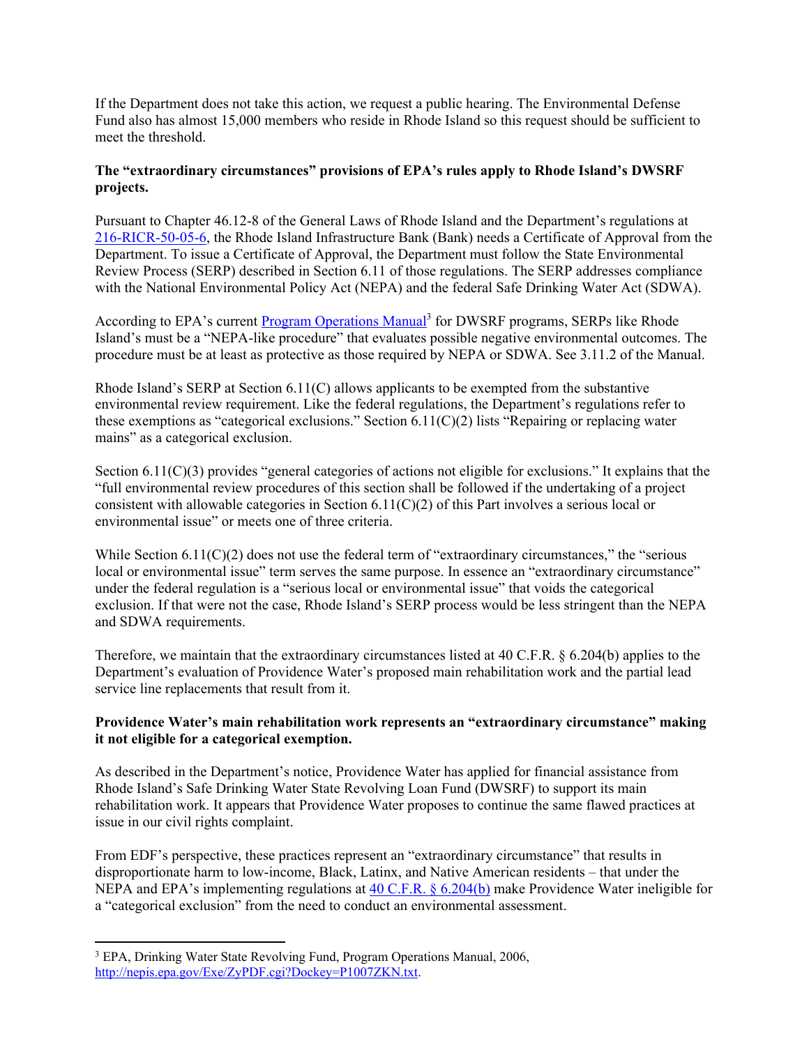If the Department does not take this action, we request a public hearing. The Environmental Defense Fund also has almost 15,000 members who reside in Rhode Island so this request should be sufficient to meet the threshold.

**The "extraordinary circumstances" provisions of EPA's rules apply to Rhode Island's DWSRF projects.**

Pursuant to Chapter 46.12-8 of the General Laws of Rhode Island and the Department's regulations at [216-RICR-50-05-6](216-RICR-50-05-6), the Rhode Island Infrastructure Bank (Bank) needs a Certificate of Approval from the Department. To issue a Certificate of Approval, the Department must follow the State Environmental Review Process (SERP) described in Section 6.11 of those regulations. The SERP addresses compliance with the National Environmental Policy Act (NEPA) and the federal Safe Drinking Water Act (SDWA).

According to EPA's current [Program Operations Manual](http://nepis.epa.gov/Exe/ZyPDF.cgi?Dockey=P1007ZKN.txt)[3] for DWSRF programs, SERPs like Rhode Island's must be a "NEPA-like procedure" that evaluates possible negative environmental outcomes. The procedure must be at least as protective as those required by NEPA or SDWA. See 3.11.2 of the Manual.

Rhode Island's SERP at Section 6.11(C) allows applicants to be exempted from the substantive environmental review requirement. Like the federal regulations, the Department's regulations refer to these exemptions as "categorical exclusions." Section 6.11(C)(2) lists "Repairing or replacing water mains" as a categorical exclusion.

Section 6.11(C)(3) provides "general categories of actions not eligible for exclusions." It explains that the "full environmental review procedures of this section shall be followed if the undertaking of a project consistent with allowable categories in Section 6.11(C)(2) of this Part involves a serious local or environmental issue" or meets one of three criteria.

While Section 6.11(C)(2) does not use the federal term of "extraordinary circumstances," the "serious local or environmental issue" term serves the same purpose. In essence an "extraordinary circumstance" under the federal regulation is a "serious local or environmental issue" that voids the categorical exclusion. If that were not the case, Rhode Island's SERP process would be less stringent than the NEPA and SDWA requirements.

Therefore, we maintain that the extraordinary circumstances listed at 40 C.F.R. § 6.204(b) applies to the Department's evaluation of Providence Water's proposed main rehabilitation work and the partial lead service line replacements that result from it.

**Providence Water's main rehabilitation work represents an "extraordinary circumstance" making it not eligible for a categorical exemption.**

As described in the Department's notice, Providence Water has applied for financial assistance from Rhode Island's Safe Drinking Water State Revolving Loan Fund (DWSRF) to support its main rehabilitation work. It appears that Providence Water proposes to continue the same flawed practices at issue in our civil rights complaint.

From EDF's perspective, these practices represent an "extraordinary circumstance" that results in disproportionate harm to low-income, Black, Latinx, and Native American residents – that under the NEPA and EPA's implementing regulations at [40 C.F.R. § 6.204(b)](40 C.F.R. § 6.204(b)) make Providence Water ineligible for a "categorical exclusion" from the need to conduct an environmental assessment.

---

[3] EPA, Drinking Water State Revolving Fund, Program Operations Manual, 2006, http://nepis.epa.gov/Exe/ZyPDF.cgi?Dockey=P1007ZKN.txt.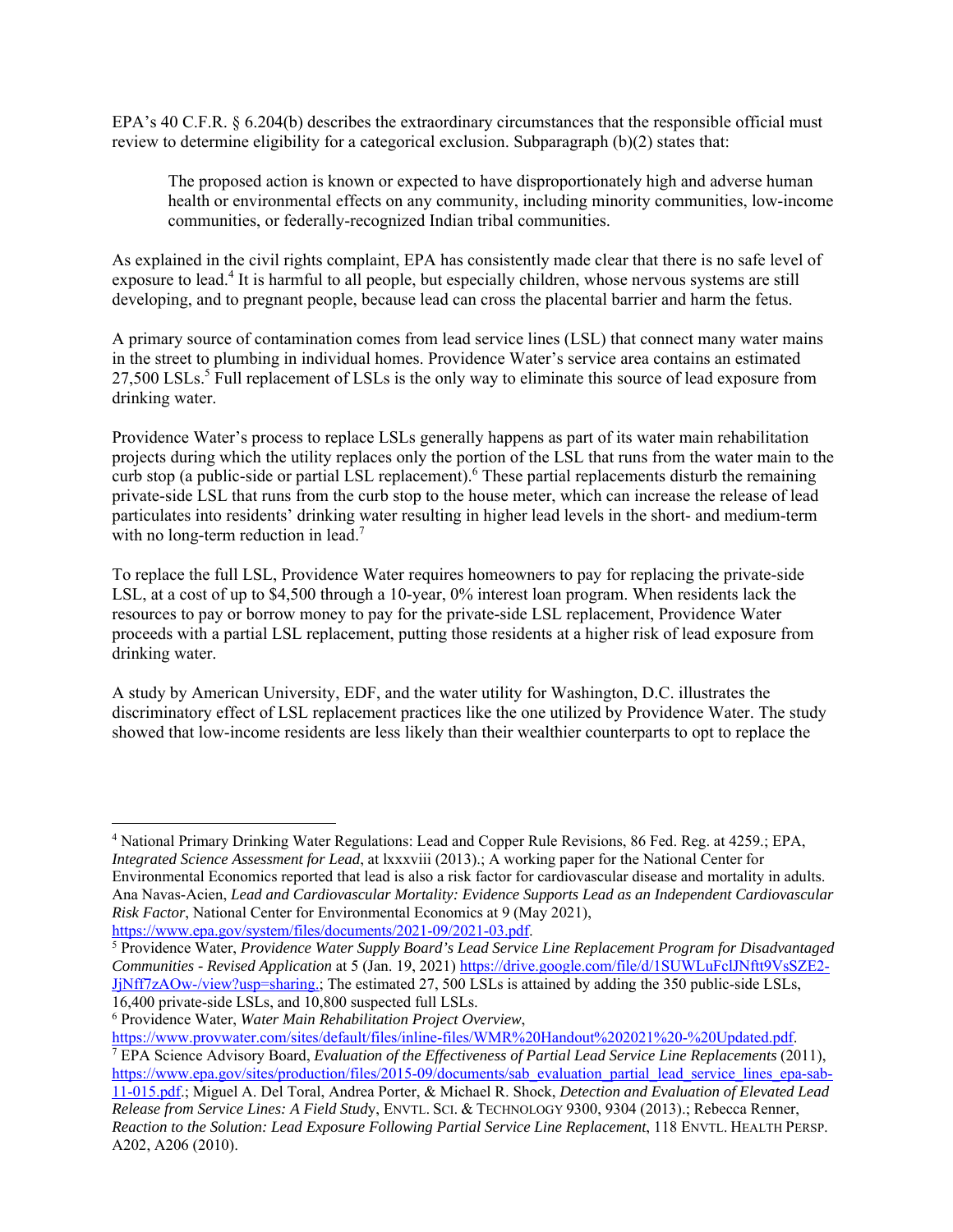EPA's 40 C.F.R. § 6.204(b) describes the extraordinary circumstances that the responsible official must review to determine eligibility for a categorical exclusion. Subparagraph (b)(2) states that:

> The proposed action is known or expected to have disproportionately high and adverse human health or environmental effects on any community, including minority communities, low-income communities, or federally-recognized Indian tribal communities.

As explained in the civil rights complaint, EPA has consistently made clear that there is no safe level of exposure to lead.[4] It is harmful to all people, but especially children, whose nervous systems are still developing, and to pregnant people, because lead can cross the placental barrier and harm the fetus.

A primary source of contamination comes from lead service lines (LSL) that connect many water mains in the street to plumbing in individual homes. Providence Water's service area contains an estimated 27,500 LSLs.[5] Full replacement of LSLs is the only way to eliminate this source of lead exposure from drinking water.

Providence Water's process to replace LSLs generally happens as part of its water main rehabilitation projects during which the utility replaces only the portion of the LSL that runs from the water main to the curb stop (a public-side or partial LSL replacement).[6] These partial replacements disturb the remaining private-side LSL that runs from the curb stop to the house meter, which can increase the release of lead particulates into residents' drinking water resulting in higher lead levels in the short- and medium-term with no long-term reduction in lead.[7]

To replace the full LSL, Providence Water requires homeowners to pay for replacing the private-side LSL, at a cost of up to $4,500 through a 10-year, 0% interest loan program. When residents lack the resources to pay or borrow money to pay for the private-side LSL replacement, Providence Water proceeds with a partial LSL replacement, putting those residents at a higher risk of lead exposure from drinking water.

A study by American University, EDF, and the water utility for Washington, D.C. illustrates the discriminatory effect of LSL replacement practices like the one utilized by Providence Water. The study showed that low-income residents are less likely than their wealthier counterparts to opt to replace the

---

[4] National Primary Drinking Water Regulations: Lead and Copper Rule Revisions, 86 Fed. Reg. at 4259.; EPA, *Integrated Science Assessment for Lead*, at lxxxviii (2013).; A working paper for the National Center for Environmental Economics reported that lead is also a risk factor for cardiovascular disease and mortality in adults. Ana Navas-Acien, *Lead and Cardiovascular Mortality: Evidence Supports Lead as an Independent Cardiovascular Risk Factor*, National Center for Environmental Economics at 9 (May 2021), https://www.epa.gov/system/files/documents/2021-09/2021-03.pdf.

[5] Providence Water, *Providence Water Supply Board's Lead Service Line Replacement Program for Disadvantaged Communities - Revised Application* at 5 (Jan. 19, 2021) https://drive.google.com/file/d/1SUWLuFclJNftt9VsSZE2-JjNff7zAOw-/view?usp=sharing.; The estimated 27, 500 LSLs is attained by adding the 350 public-side LSLs, 16,400 private-side LSLs, and 10,800 suspected full LSLs.

[6] Providence Water, *Water Main Rehabilitation Project Overview*, https://www.provwater.com/sites/default/files/inline-files/WMR%20Handout%202021%20-%20Updated.pdf.

[7] EPA Science Advisory Board, *Evaluation of the Effectiveness of Partial Lead Service Line Replacements* (2011), https://www.epa.gov/sites/production/files/2015-09/documents/sab_evaluation_partial_lead_service_lines_epa-sab-11-015.pdf.; Miguel A. Del Toral, Andrea Porter, & Michael R. Shock, *Detection and Evaluation of Elevated Lead Release from Service Lines: A Field Study*, ENVTL. SCI. & TECHNOLOGY 9300, 9304 (2013).; Rebecca Renner, *Reaction to the Solution: Lead Exposure Following Partial Service Line Replacement*, 118 ENVTL. HEALTH PERSP. A202, A206 (2010).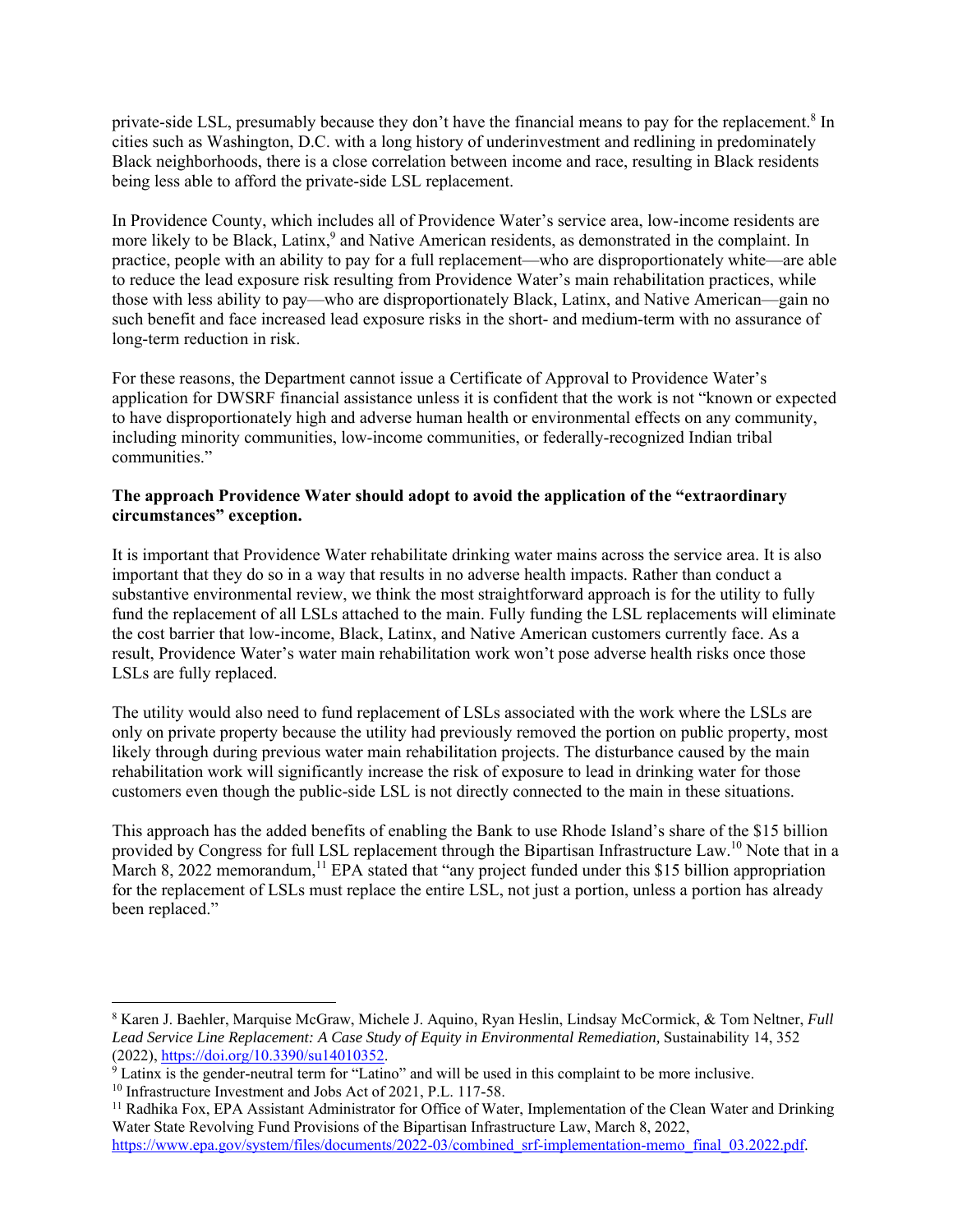private-side LSL, presumably because they don't have the financial means to pay for the replacement.[8] In cities such as Washington, D.C. with a long history of underinvestment and redlining in predominately Black neighborhoods, there is a close correlation between income and race, resulting in Black residents being less able to afford the private-side LSL replacement.

In Providence County, which includes all of Providence Water's service area, low-income residents are more likely to be Black, Latinx,[9] and Native American residents, as demonstrated in the complaint. In practice, people with an ability to pay for a full replacement—who are disproportionately white—are able to reduce the lead exposure risk resulting from Providence Water's main rehabilitation practices, while those with less ability to pay—who are disproportionately Black, Latinx, and Native American—gain no such benefit and face increased lead exposure risks in the short- and medium-term with no assurance of long-term reduction in risk.

For these reasons, the Department cannot issue a Certificate of Approval to Providence Water's application for DWSRF financial assistance unless it is confident that the work is not "known or expected to have disproportionately high and adverse human health or environmental effects on any community, including minority communities, low-income communities, or federally-recognized Indian tribal communities."

**The approach Providence Water should adopt to avoid the application of the "extraordinary circumstances" exception.**

It is important that Providence Water rehabilitate drinking water mains across the service area. It is also important that they do so in a way that results in no adverse health impacts. Rather than conduct a substantive environmental review, we think the most straightforward approach is for the utility to fully fund the replacement of all LSLs attached to the main. Fully funding the LSL replacements will eliminate the cost barrier that low-income, Black, Latinx, and Native American customers currently face. As a result, Providence Water's water main rehabilitation work won't pose adverse health risks once those LSLs are fully replaced.

The utility would also need to fund replacement of LSLs associated with the work where the LSLs are only on private property because the utility had previously removed the portion on public property, most likely through during previous water main rehabilitation projects. The disturbance caused by the main rehabilitation work will significantly increase the risk of exposure to lead in drinking water for those customers even though the public-side LSL is not directly connected to the main in these situations.

This approach has the added benefits of enabling the Bank to use Rhode Island's share of the $15 billion provided by Congress for full LSL replacement through the Bipartisan Infrastructure Law.[10] Note that in a March 8, 2022 memorandum,[11] EPA stated that "any project funded under this $15 billion appropriation for the replacement of LSLs must replace the entire LSL, not just a portion, unless a portion has already been replaced."

---

[8] Karen J. Baehler, Marquise McGraw, Michele J. Aquino, Ryan Heslin, Lindsay McCormick, & Tom Neltner, *Full Lead Service Line Replacement: A Case Study of Equity in Environmental Remediation,* Sustainability 14, 352 (2022), https://doi.org/10.3390/su14010352.

[9] Latinx is the gender-neutral term for "Latino" and will be used in this complaint to be more inclusive.

[10] Infrastructure Investment and Jobs Act of 2021, P.L. 117-58.

[11] Radhika Fox, EPA Assistant Administrator for Office of Water, Implementation of the Clean Water and Drinking Water State Revolving Fund Provisions of the Bipartisan Infrastructure Law, March 8, 2022, https://www.epa.gov/system/files/documents/2022-03/combined_srf-implementation-memo_final_03.2022.pdf.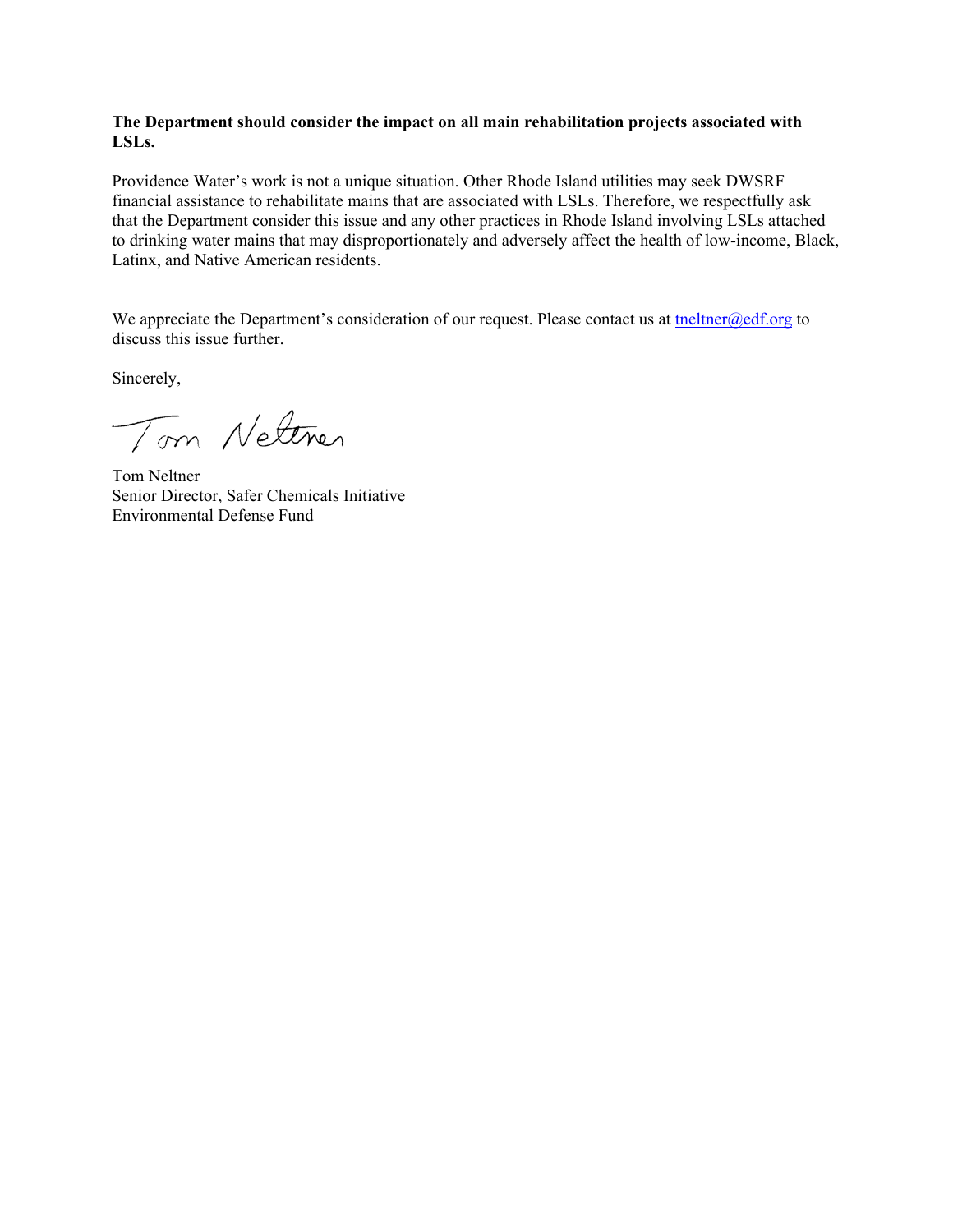**The Department should consider the impact on all main rehabilitation projects associated with LSLs.**

Providence Water's work is not a unique situation. Other Rhode Island utilities may seek DWSRF financial assistance to rehabilitate mains that are associated with LSLs. Therefore, we respectfully ask that the Department consider this issue and any other practices in Rhode Island involving LSLs attached to drinking water mains that may disproportionately and adversely affect the health of low-income, Black, Latinx, and Native American residents.

We appreciate the Department's consideration of our request. Please contact us at tneltner@edf.org to discuss this issue further.

Sincerely,

Tom Neltner

Tom Neltner
Senior Director, Safer Chemicals Initiative
Environmental Defense Fund